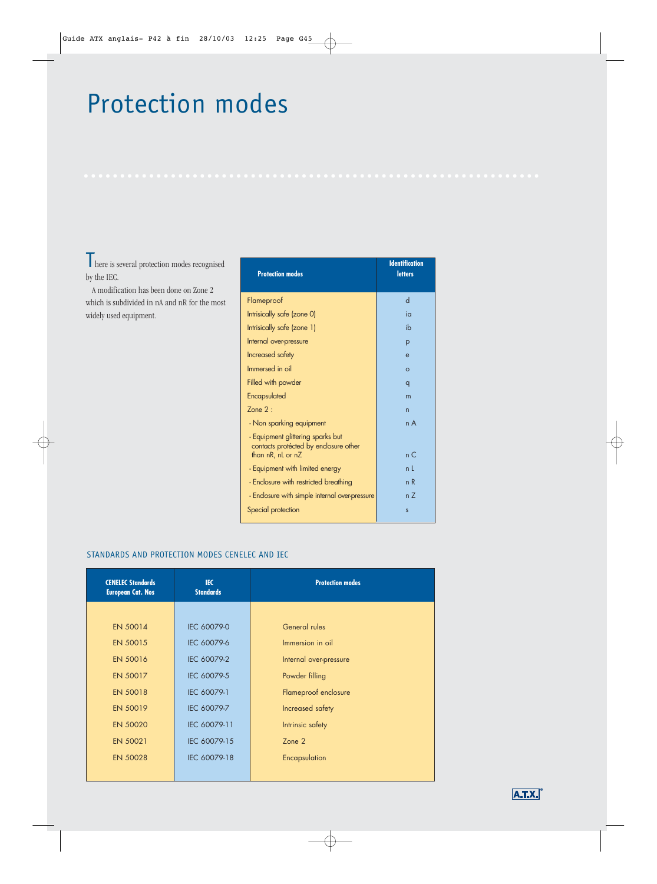# Protection modes

There is several protection modes recognised by the IEC.

A modification has been done on Zone 2 which is subdivided in nA and nR for the most widely used equipment.

| Protection modes | Identification letters |
|---|---|
| Flameproof | d |
| Intrisically safe (zone 0) | ia |
| Intrisically safe (zone 1) | ib |
| Internal over-pressure | p |
| Increased safety | e |
| Immersed in oil | o |
| Filled with powder | q |
| Encapsulated | m |
| Zone 2 : | n |
| - Non sparking equipment | n A |
| - Equipment glittering sparks but contacts protécted by enclosure other than nR, nL or nZ | n C |
| - Equipment with limited energy | n L |
| - Enclosure with restricted breathing | n R |
| - Enclosure with simple internal over-pressure | n Z |
| Special protection | s |

## STANDARDS AND PROTECTION MODES CENELEC AND IEC

| CENELEC Standards European Cat. Nos | IEC Standards | Protection modes |
|---|---|---|
| EN 50014 | IEC 60079-0 | General rules |
| EN 50015 | IEC 60079-6 | Immersion in oil |
| EN 50016 | IEC 60079-2 | Internal over-pressure |
| EN 50017 | IEC 60079-5 | Powder filling |
| EN 50018 | IEC 60079-1 | Flameproof enclosure |
| EN 50019 | IEC 60079-7 | Increased safety |
| EN 50020 | IEC 60079-11 | Intrinsic safety |
| EN 50021 | IEC 60079-15 | Zone 2 |
| EN 50028 | IEC 60079-18 | Encapsulation |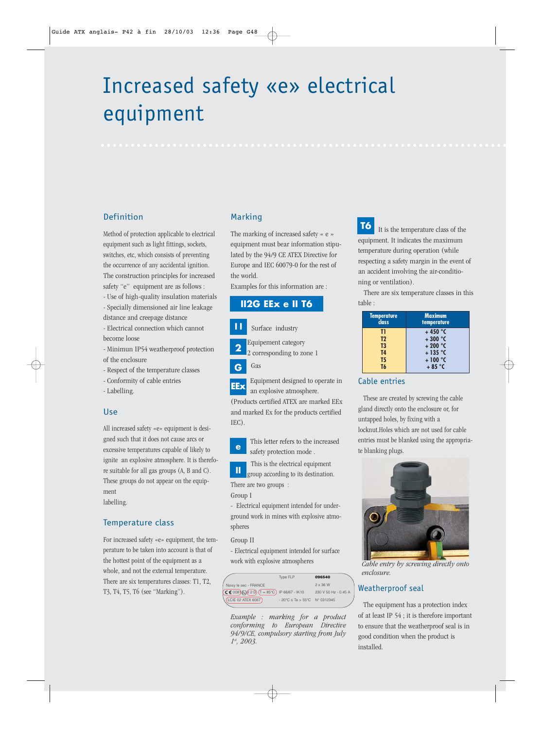# Increased safety «e» electrical equipment

## Definition

Method of protection applicable to electrical equipment such as light fittings, sockets, switches, etc, which consists of preventing the occurrence of any accidental ignition. The construction principles for increased safety "e" equipment are as follows :

- Use of high-quality insulation materials
- Specially dimensioned air line leakage distance and creepage distance
- Electrical connection which cannot become loose
- Minimum IP54 weatherproof protection of the enclosure
- Respect of the temperature classes
- Conformity of cable entries
- Labelling.

## Use

All increased safety «e» equipment is designed such that it does not cause arcs or excessive temperatures capable of likely to ignite an explosive atmosphere. It is therefore suitable for all gas groups (A, B and C). These groups do not appear on the equipment labelling.

## Temperature class

For increased safety «e» equipment, the temperature to be taken into account is that of the hottest point of the equipment as a whole, and not the external temperature. There are six temperatures classes: T1, T2, T3, T4, T5, T6 (see "Marking").

## Marking

The marking of increased safety « e » equipment must bear information stipulated by the 94/9 CE ATEX Directive for Europe and IEC 60079-0 for the rest of the world.

Examples for this information are :

**II2G EEx e II T6**

**II** Surface industry

**2** Equipement category 2 corresponding to zone 1

**G** Gas

**EEx** Equipment designed to operate in an explosive atmosphere.

(Products certified ATEX are marked EEx and marked Ex for the products certified IEC).

**e** This letter refers to the increased safety protection mode .

**II** This is the electrical equipment group according to its destination.

There are two groups :

Group I

- Electrical equipment intended for underground work in mines with explosive atmospheres

Group II

- Electrical equipment intended for surface work with explosive atmospheres

| | Type FLP | 096540 |
|---|---|---|
| Noisy le sec - FRANCE | | 2 x 36 W |
| CE 0081 Ex II 2 D T = 85°C | IP 66/67 - IK10 | 230 V 50 Hz - 0.45 A |
| LCIE 02 ATEX 6067 | - 20°C ≤ Ta > 55°C | N° 0312345 |

*Example : marking for a product conforming to European Directive 94/9/CE, compulsory starting from July 1st, 2003.*

**T6** It is the temperature class of the equipment. It indicates the maximum temperature during operation (while respecting a safety margin in the event of an accident involving the air-conditioning or ventilation).

There are six temperature classes in this table :

| Temperature class | Maximum temperature |
|---|---|
| T1 | + 450 °C |
| T2 | + 300 °C |
| T3 | + 200 °C |
| T4 | + 135 °C |
| T5 | + 100 °C |
| T6 | + 85 °C |

## Cable entries

These are created by screwing the cable gland directly onto the enclosure or, for untapped holes, by fixing with a locknut.Holes which are not used for cable entries must be blanked using the appropriate blanking plugs.

*Cable entry by screwing directly onto enclosure.*

## Weatherproof seal

The equipment has a protection index of at least IP 54 ; it is therefore important to ensure that the weatherproof seal is in good condition when the product is installed.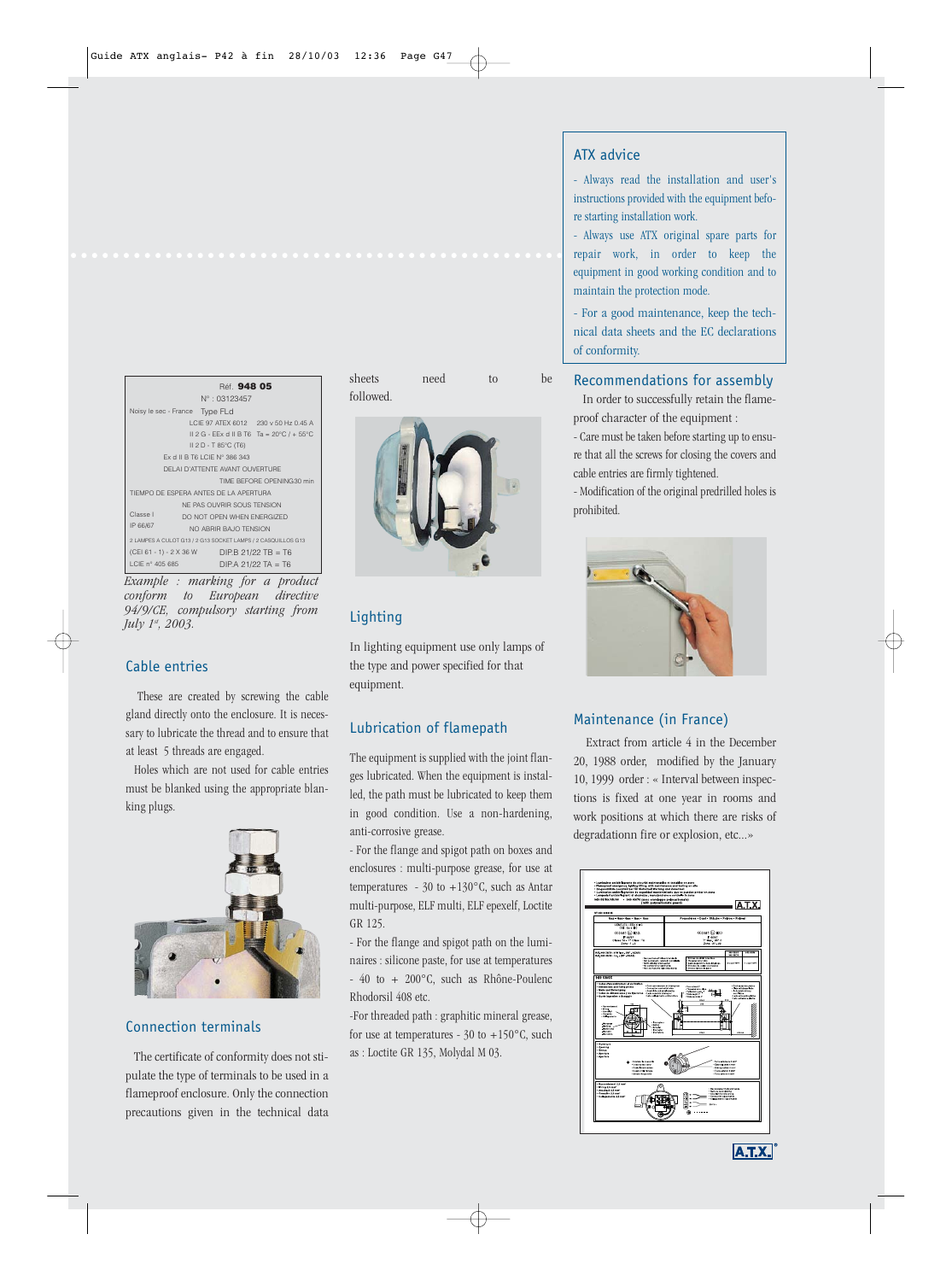## ATX advice

- Always read the installation and user's instructions provided with the equipment before starting installation work.
- Always use ATX original spare parts for repair work, in order to keep the equipment in good working condition and to maintain the protection mode.
- For a good maintenance, keep the technical data sheets and the EC declarations of conformity.

| Réf. **948 05** | |
|---|---|
| N° : 03123457 | |
| Noisy le sec - France | Type FLd |
| LCIE 97 ATEX 6012 | 230 v 50 Hz 0.45 A |
| II 2 G - EEx d II B T6 | Ta = 20°C / + 55°C |
| II 2 D - T 85°C (T6) | |
| Ex d II B T6 LCIE N° 386 343 | |
| DELAI D'ATTENTE AVANT OUVERTURE | |
| TIME BEFORE OPENING 30 min | |
| TIEMPO DE ESPERA ANTES DE LA APERTURA | |
| NE PAS OUVRIR SOUS TENSION | |
| Classe I | DO NOT OPEN WHEN ENERGIZED |
| IP 66/67 | NO ABRIR BAJO TENSION |
| 2 LAMPES A CULOT G13 / 2 G13 SOCKET LAMPS / 2 CASQUILLOS G13 | |
| (CEI 61 - 1) - 2 X 36 W | DIP.B 21/22 TB = T6 |
| LCIE n° 405 685 | DIP.A 21/22 TA = T6 |

*Example : marking for a product conform to European directive 94/9/CE, compulsory starting from July 1st, 2003.*

## Cable entries

These are created by screwing the cable gland directly onto the enclosure. It is necessary to lubricate the thread and to ensure that at least 5 threads are engaged.

Holes which are not used for cable entries must be blanked using the appropriate blanking plugs.

## Connection terminals

The certificate of conformity does not stipulate the type of terminals to be used in a flameproof enclosure. Only the connection precautions given in the technical data sheets need to be followed.

## Lighting

In lighting equipment use only lamps of the type and power specified for that equipment.

## Lubrication of flamepath

The equipment is supplied with the joint flanges lubricated. When the equipment is installed, the path must be lubricated to keep them in good condition. Use a non-hardening, anti-corrosive grease.

- For the flange and spigot path on boxes and enclosures : multi-purpose grease, for use at temperatures - 30 to +130°C, such as Antar multi-purpose, ELF multi, ELF epexelf, Loctite GR 125.
- For the flange and spigot path on the luminaires : silicone paste, for use at temperatures - 40 to + 200°C, such as Rhône-Poulenc Rhodorsil 408 etc.
- For threaded path : graphitic mineral grease, for use at temperatures - 30 to +150°C, such as : Loctite GR 135, Molydal M 03.

## Recommendations for assembly

In order to successfully retain the flameproof character of the equipment :

- Care must be taken before starting up to ensure that all the screws for closing the covers and cable entries are firmly tightened.
- Modification of the original predrilled holes is prohibited.

## Maintenance (in France)

Extract from article 4 in the December 20, 1988 order, modified by the January 10, 1999 order : « Interval between inspections is fixed at one year in rooms and work positions at which there are risks of degradationn fire or explosion, etc...»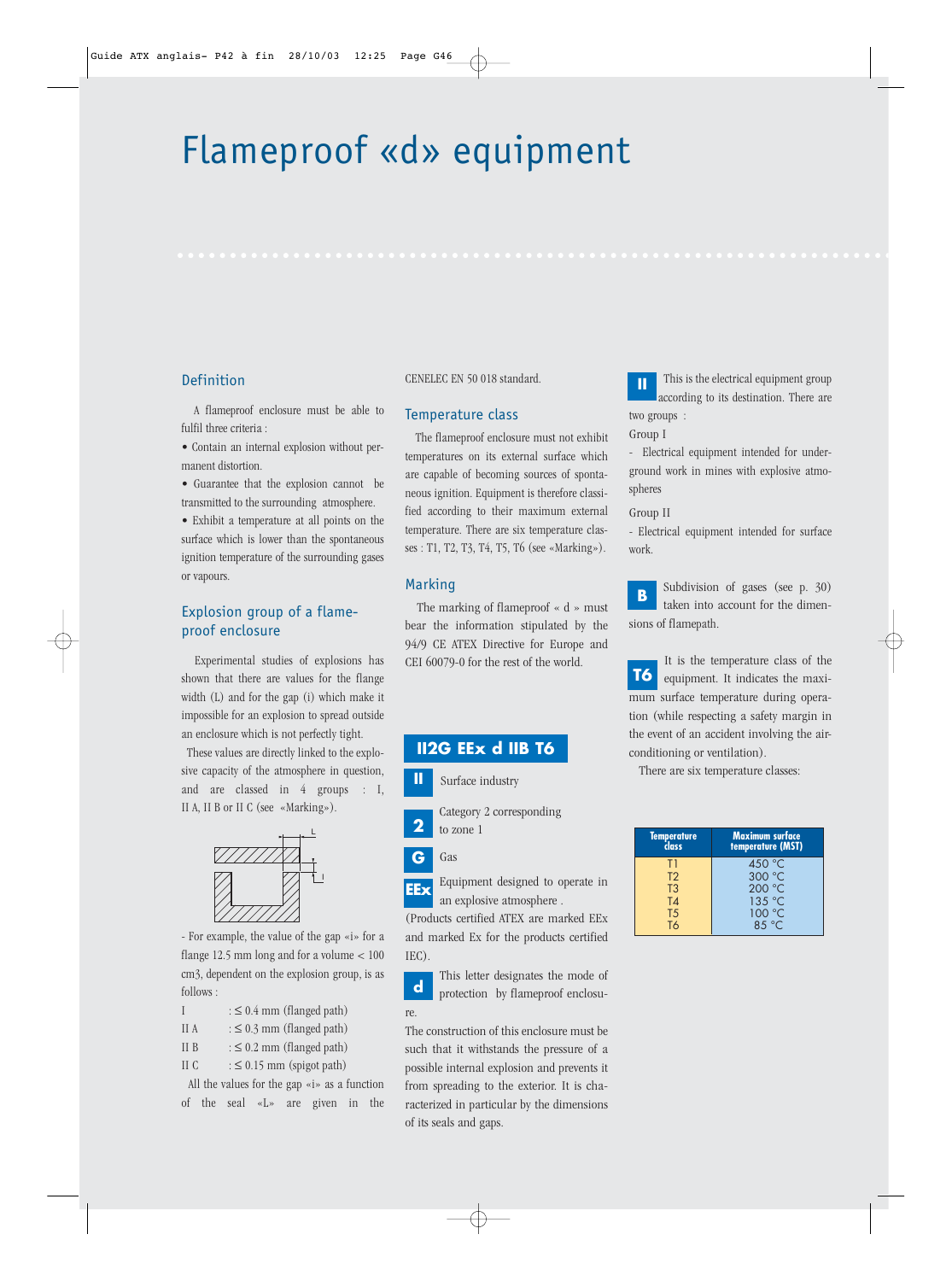# Flameproof «d» equipment

## Definition

A flameproof enclosure must be able to fulfil three criteria :

- Contain an internal explosion without permanent distortion.
- Guarantee that the explosion cannot be transmitted to the surrounding atmosphere.
- Exhibit a temperature at all points on the surface which is lower than the spontaneous ignition temperature of the surrounding gases or vapours.

## Explosion group of a flameproof enclosure

Experimental studies of explosions has shown that there are values for the flange width (L) and for the gap (i) which make it impossible for an explosion to spread outside an enclosure which is not perfectly tight.

These values are directly linked to the explosive capacity of the atmosphere in question, and are classed in 4 groups : I, II A, II B or II C (see «Marking»).

- For example, the value of the gap «i» for a flange 12.5 mm long and for a volume < 100 cm3, dependent on the explosion group, is as follows :

| | |
|---|---|
| I | : ≤ 0.4 mm (flanged path) |
| II A | : ≤ 0.3 mm (flanged path) |
| II B | : ≤ 0.2 mm (flanged path) |
| II C | : ≤ 0.15 mm (spigot path) |

All the values for the gap «i» as a function of the seal «L» are given in the CENELEC EN 50 018 standard.

## Temperature class

The flameproof enclosure must not exhibit temperatures on its external surface which are capable of becoming sources of spontaneous ignition. Equipment is therefore classified according to their maximum external temperature. There are six temperature classes : T1, T2, T3, T4, T5, T6 (see «Marking»).

## Marking

The marking of flameproof « d » must bear the information stipulated by the 94/9 CE ATEX Directive for Europe and CEI 60079-0 for the rest of the world.

**II2G EEx d IIB T6**

**II** Surface industry

**2** Category 2 corresponding to zone 1

**G** Gas

**EEx** Equipment designed to operate in an explosive atmosphere .
(Products certified ATEX are marked EEx and marked Ex for the products certified IEC).

**d** This letter designates the mode of protection by flameproof enclosure.
The construction of this enclosure must be such that it withstands the pressure of a possible internal explosion and prevents it from spreading to the exterior. It is characterized in particular by the dimensions of its seals and gaps.

**II** This is the electrical equipment group according to its destination. There are two groups :

Group I

- Electrical equipment intended for underground work in mines with explosive atmospheres

Group II

- Electrical equipment intended for surface work.

**B** Subdivision of gases (see p. 30) taken into account for the dimensions of flamepath.

**T6** It is the temperature class of the equipment. It indicates the maximum surface temperature during operation (while respecting a safety margin in the event of an accident involving the air-conditioning or ventilation).

There are six temperature classes:

| Temperature class | Maximum surface temperature (MST) |
|---|---|
| T1 | 450 °C |
| T2 | 300 °C |
| T3 | 200 °C |
| T4 | 135 °C |
| T5 | 100 °C |
| T6 | 85 °C |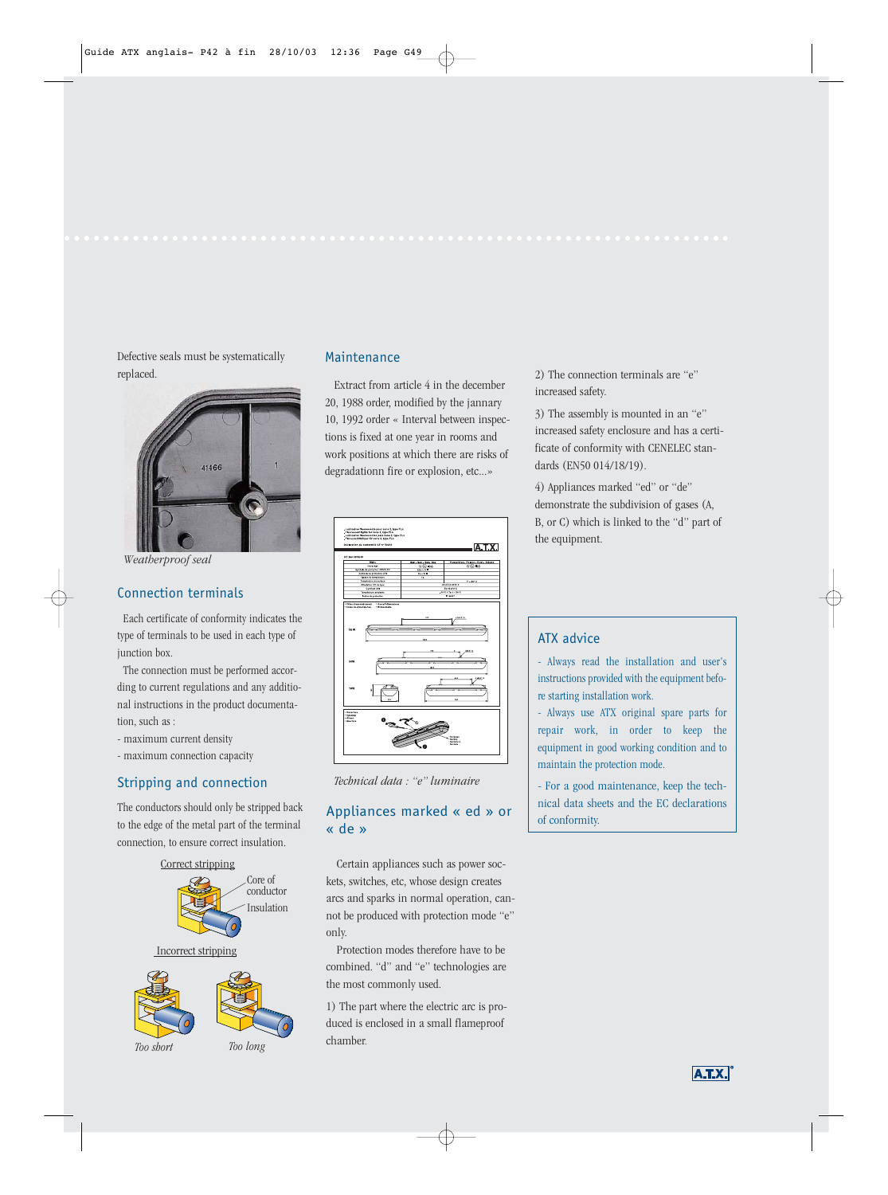Defective seals must be systematically replaced.

*Weatherproof seal*

## Connection terminals

Each certificate of conformity indicates the type of terminals to be used in each type of junction box.

The connection must be performed according to current regulations and any additional instructions in the product documentation, such as :

- maximum current density
- maximum connection capacity

## Stripping and connection

The conductors should only be stripped back to the edge of the metal part of the terminal connection, to ensure correct insulation.

Correct stripping

Core of conductor

Insulation

Incorrect stripping

*Too short*

*Too long*

## Maintenance

Extract from article 4 in the december 20, 1988 order, modified by the jannary 10, 1992 order « Interval between inspections is fixed at one year in rooms and work positions at which there are risks of degradationn fire or explosion, etc...»

*Technical data : "e" luminaire*

## Appliances marked « ed » or « de »

Certain appliances such as power sockets, switches, etc, whose design creates arcs and sparks in normal operation, cannot be produced with protection mode "e" only.

Protection modes therefore have to be combined. "d" and "e" technologies are the most commonly used.

1) The part where the electric arc is produced is enclosed in a small flameproof chamber.

2) The connection terminals are "e" increased safety.

3) The assembly is mounted in an "e" increased safety enclosure and has a certificate of conformity with CENELEC standards (EN50 014/18/19).

4) Appliances marked "ed" or "de" demonstrate the subdivision of gases (A, B, or C) which is linked to the "d" part of the equipment.

## ATX advice

- Always read the installation and user's instructions provided with the equipment before starting installation work.
- Always use ATX original spare parts for repair work, in order to keep the equipment in good working condition and to maintain the protection mode.
- For a good maintenance, keep the technical data sheets and the EC declarations of conformity.